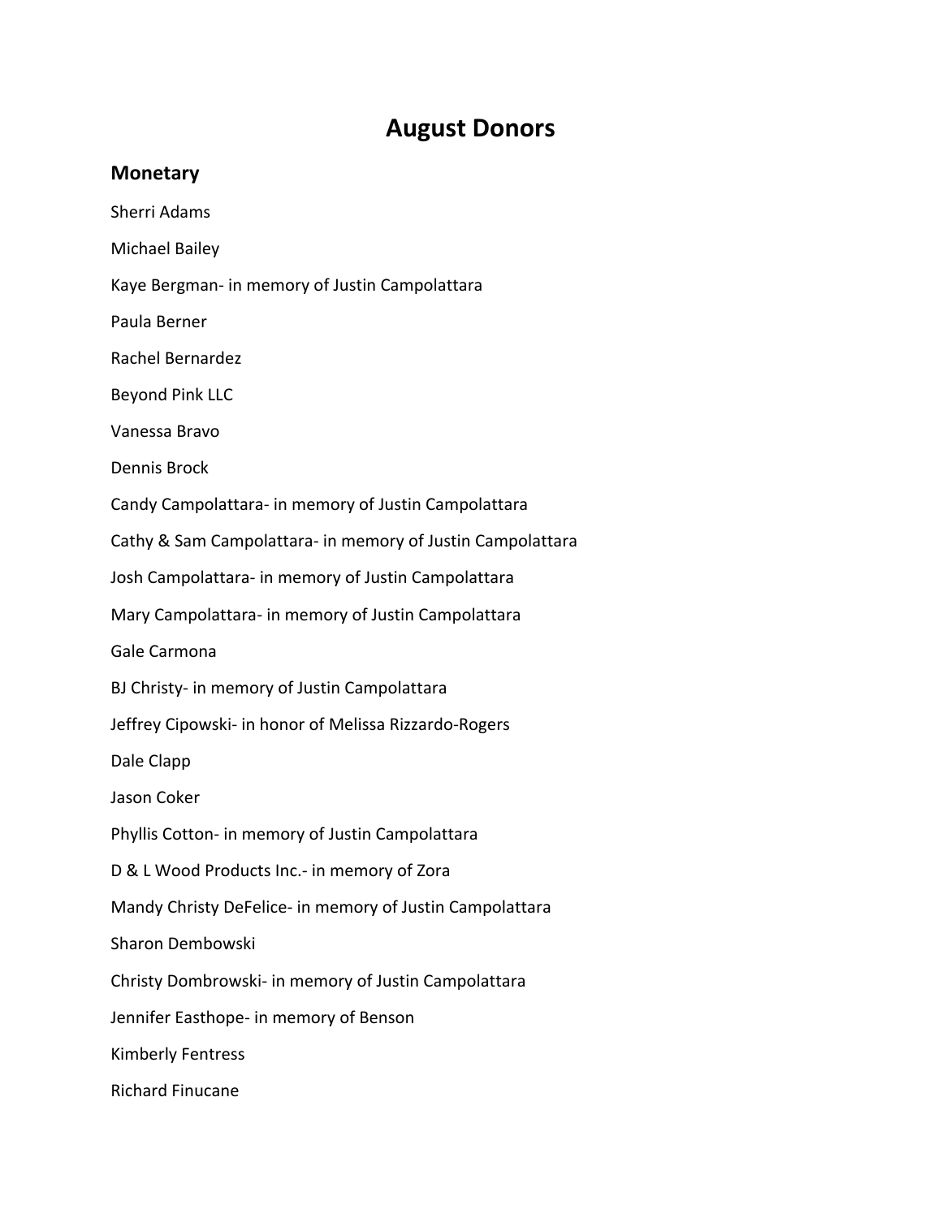# August Donors

## Monetary

Sherri Adams

Michael Bailey

Kaye Bergman- in memory of Justin Campolattara

Paula Berner

Rachel Bernardez

Beyond Pink LLC

Vanessa Bravo

Dennis Brock

Candy Campolattara- in memory of Justin Campolattara

Cathy & Sam Campolattara- in memory of Justin Campolattara

Josh Campolattara- in memory of Justin Campolattara

Mary Campolattara- in memory of Justin Campolattara

Gale Carmona

BJ Christy- in memory of Justin Campolattara

Jeffrey Cipowski- in honor of Melissa Rizzardo-Rogers

Dale Clapp

Jason Coker

Phyllis Cotton- in memory of Justin Campolattara

D & L Wood Products Inc.- in memory of Zora

Mandy Christy DeFelice- in memory of Justin Campolattara

Sharon Dembowski

Christy Dombrowski- in memory of Justin Campolattara

Jennifer Easthope- in memory of Benson

Kimberly Fentress

Richard Finucane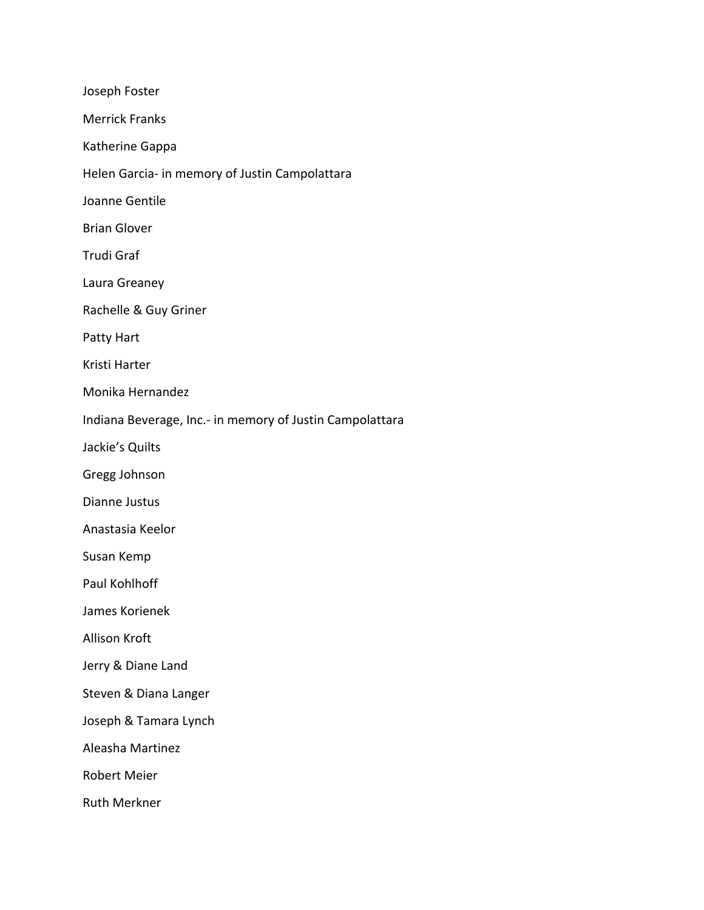Joseph Foster

Merrick Franks

Katherine Gappa

Helen Garcia- in memory of Justin Campolattara

Joanne Gentile

Brian Glover

Trudi Graf

Laura Greaney

Rachelle & Guy Griner

Patty Hart

Kristi Harter

Monika Hernandez

Indiana Beverage, Inc.- in memory of Justin Campolattara

Jackie's Quilts

Gregg Johnson

Dianne Justus

Anastasia Keelor

Susan Kemp

Paul Kohlhoff

James Korienek

Allison Kroft

Jerry & Diane Land

Steven & Diana Langer

Joseph & Tamara Lynch

Aleasha Martinez

Robert Meier

Ruth Merkner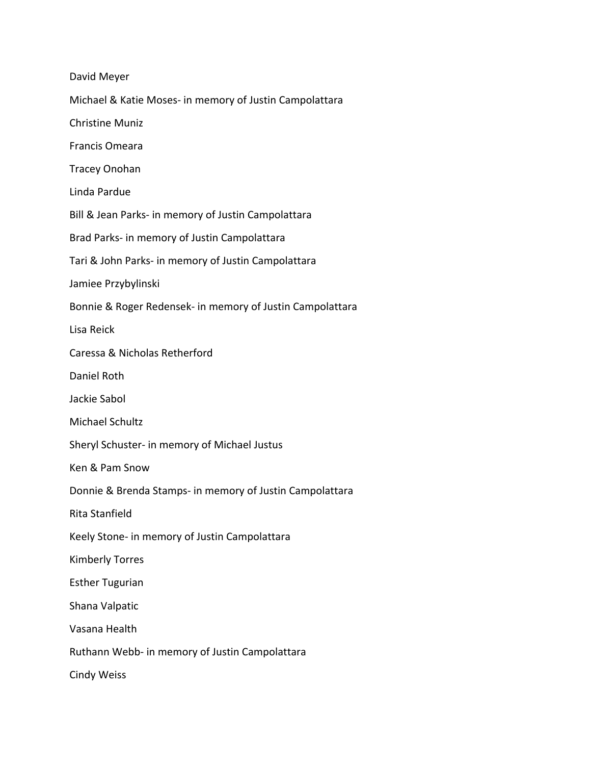David Meyer

Michael & Katie Moses- in memory of Justin Campolattara

Christine Muniz

Francis Omeara

Tracey Onohan

Linda Pardue

Bill & Jean Parks- in memory of Justin Campolattara

Brad Parks- in memory of Justin Campolattara

Tari & John Parks- in memory of Justin Campolattara

Jamiee Przybylinski

Bonnie & Roger Redensek- in memory of Justin Campolattara

Lisa Reick

Caressa & Nicholas Retherford

Daniel Roth

Jackie Sabol

Michael Schultz

Sheryl Schuster- in memory of Michael Justus

Ken & Pam Snow

Donnie & Brenda Stamps- in memory of Justin Campolattara

Rita Stanfield

Keely Stone- in memory of Justin Campolattara

Kimberly Torres

Esther Tugurian

Shana Valpatic

Vasana Health

Ruthann Webb- in memory of Justin Campolattara

Cindy Weiss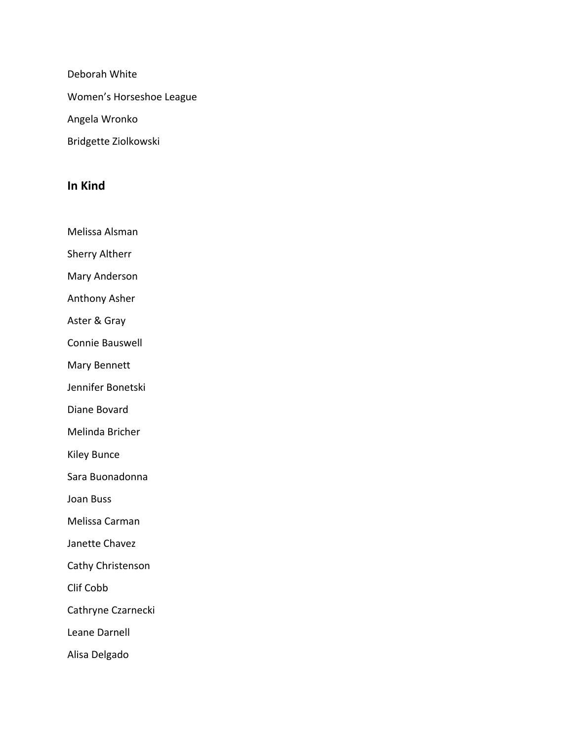Deborah White

Women's Horseshoe League

Angela Wronko

Bridgette Ziolkowski

## In Kind

Melissa Alsman

Sherry Altherr

Mary Anderson

Anthony Asher

Aster & Gray

Connie Bauswell

Mary Bennett

Jennifer Bonetski

Diane Bovard

Melinda Bricher

Kiley Bunce

Sara Buonadonna

Joan Buss

Melissa Carman

Janette Chavez

Cathy Christenson

Clif Cobb

Cathryne Czarnecki

Leane Darnell

Alisa Delgado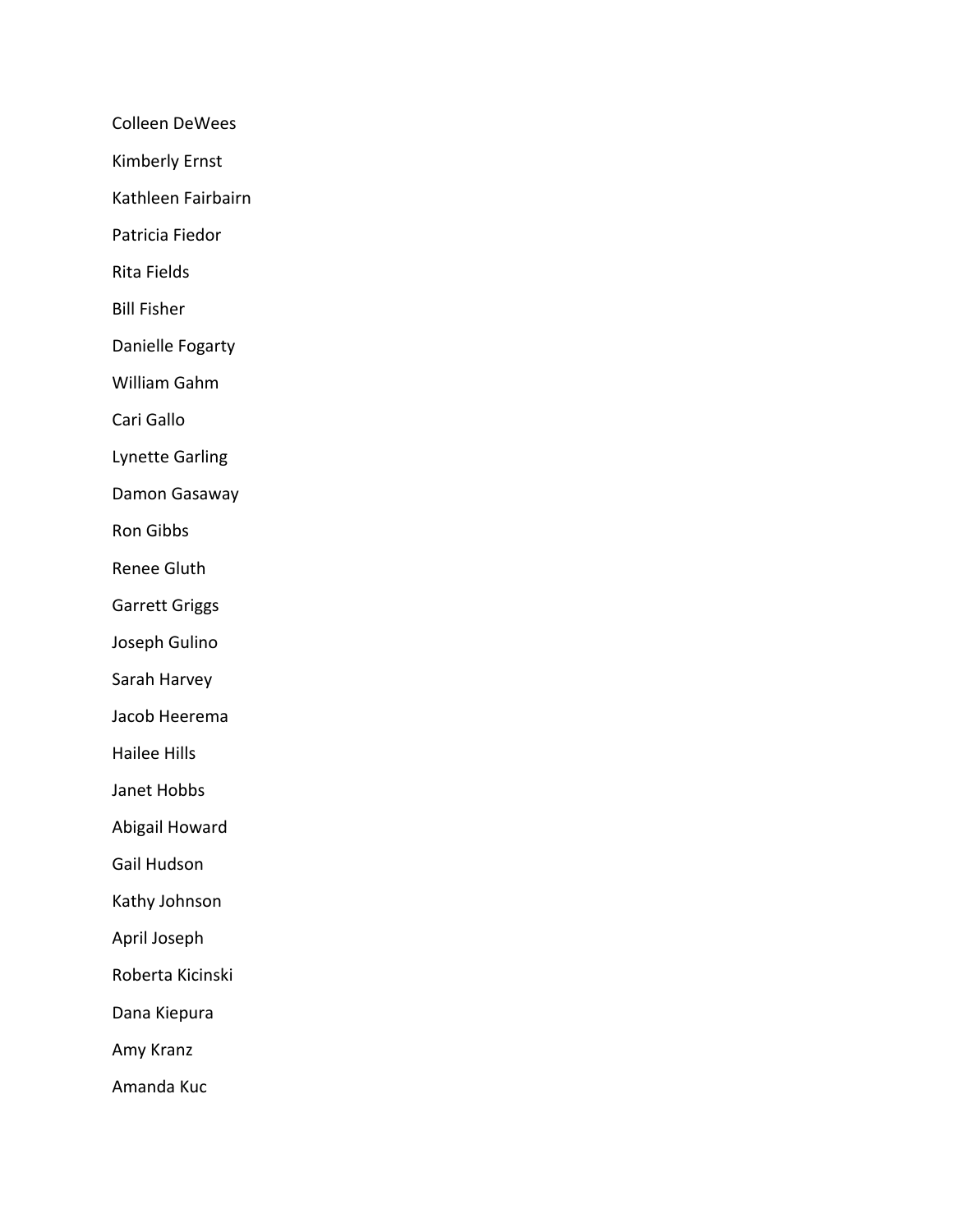Colleen DeWees

Kimberly Ernst

Kathleen Fairbairn

Patricia Fiedor

Rita Fields

Bill Fisher

Danielle Fogarty

William Gahm

Cari Gallo

Lynette Garling

Damon Gasaway

Ron Gibbs

Renee Gluth

Garrett Griggs

Joseph Gulino

Sarah Harvey

Jacob Heerema

Hailee Hills

Janet Hobbs

Abigail Howard

Gail Hudson

Kathy Johnson

April Joseph

Roberta Kicinski

Dana Kiepura

Amy Kranz

Amanda Kuc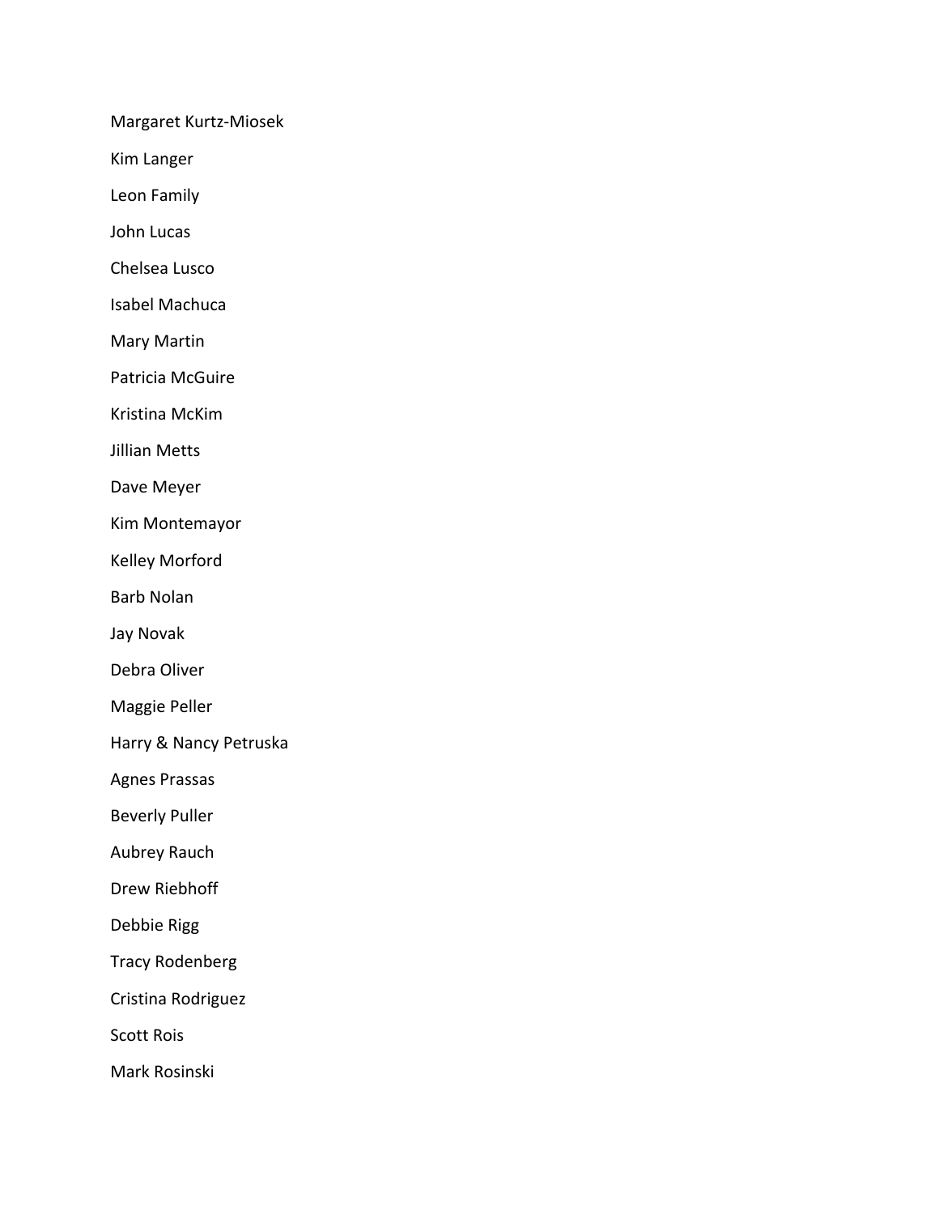Margaret Kurtz-Miosek

Kim Langer

Leon Family

John Lucas

Chelsea Lusco

Isabel Machuca

Mary Martin

Patricia McGuire

Kristina McKim

Jillian Metts

Dave Meyer

Kim Montemayor

Kelley Morford

Barb Nolan

Jay Novak

Debra Oliver

Maggie Peller

Harry & Nancy Petruska

Agnes Prassas

Beverly Puller

Aubrey Rauch

Drew Riebhoff

Debbie Rigg

Tracy Rodenberg

Cristina Rodriguez

Scott Rois

Mark Rosinski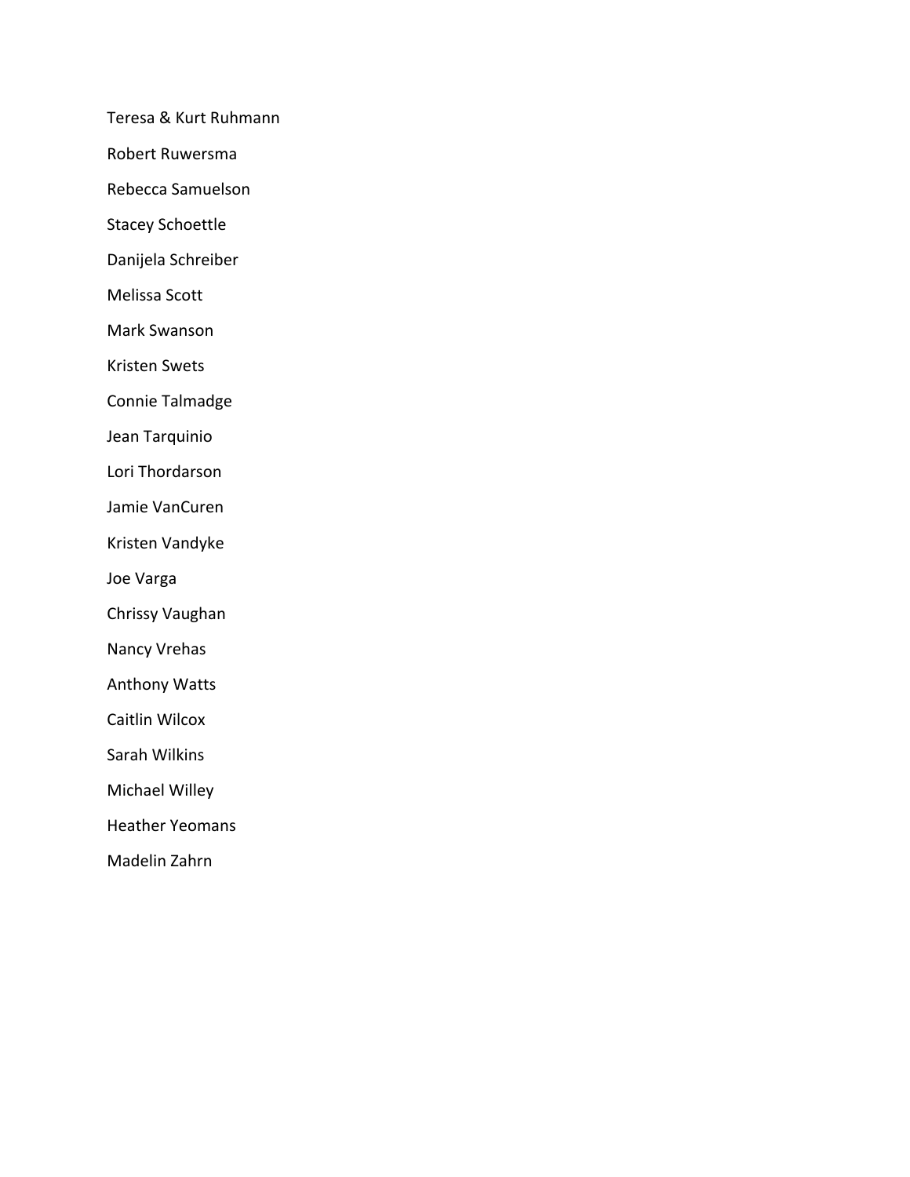Teresa & Kurt Ruhmann

Robert Ruwersma

Rebecca Samuelson

Stacey Schoettle

Danijela Schreiber

Melissa Scott

Mark Swanson

Kristen Swets

Connie Talmadge

Jean Tarquinio

Lori Thordarson

Jamie VanCuren

Kristen Vandyke

Joe Varga

Chrissy Vaughan

Nancy Vrehas

Anthony Watts

Caitlin Wilcox

Sarah Wilkins

Michael Willey

Heather Yeomans

Madelin Zahrn